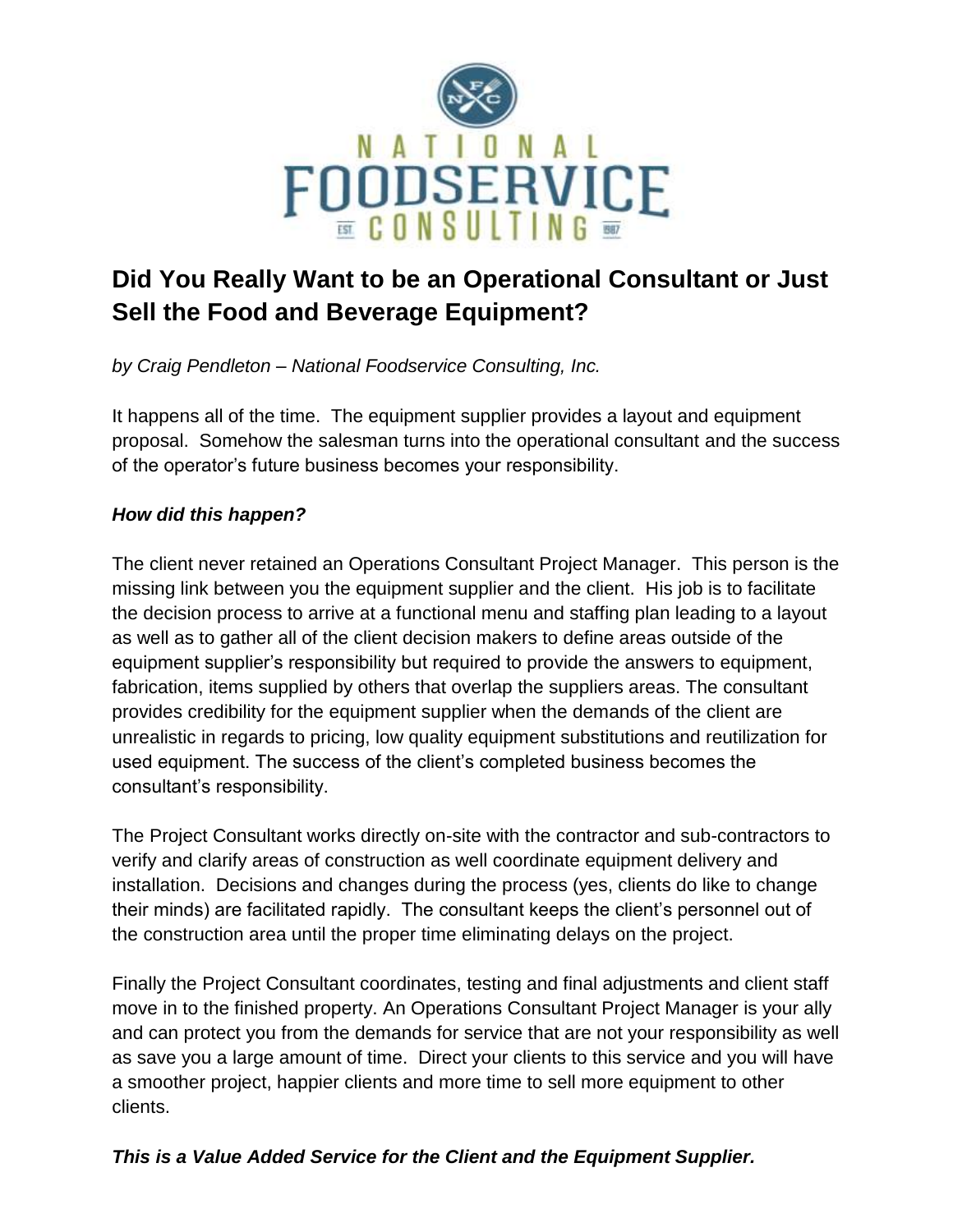# Did You Really Want to be an Operational Consultant or Just Sell the Food and Beverage Equipment?

*by Craig Pendleton – National Foodservice Consulting, Inc.*

It happens all of the time. The equipment supplier provides a layout and equipment proposal. Somehow the salesman turns into the operational consultant and the success of the operator's future business becomes your responsibility.

***How did this happen?***

The client never retained an Operations Consultant Project Manager. This person is the missing link between you the equipment supplier and the client. His job is to facilitate the decision process to arrive at a functional menu and staffing plan leading to a layout as well as to gather all of the client decision makers to define areas outside of the equipment supplier's responsibility but required to provide the answers to equipment, fabrication, items supplied by others that overlap the suppliers areas. The consultant provides credibility for the equipment supplier when the demands of the client are unrealistic in regards to pricing, low quality equipment substitutions and reutilization for used equipment. The success of the client's completed business becomes the consultant's responsibility.

The Project Consultant works directly on-site with the contractor and sub-contractors to verify and clarify areas of construction as well coordinate equipment delivery and installation. Decisions and changes during the process (yes, clients do like to change their minds) are facilitated rapidly. The consultant keeps the client's personnel out of the construction area until the proper time eliminating delays on the project.

Finally the Project Consultant coordinates, testing and final adjustments and client staff move in to the finished property. An Operations Consultant Project Manager is your ally and can protect you from the demands for service that are not your responsibility as well as save you a large amount of time. Direct your clients to this service and you will have a smoother project, happier clients and more time to sell more equipment to other clients.

***This is a Value Added Service for the Client and the Equipment Supplier.***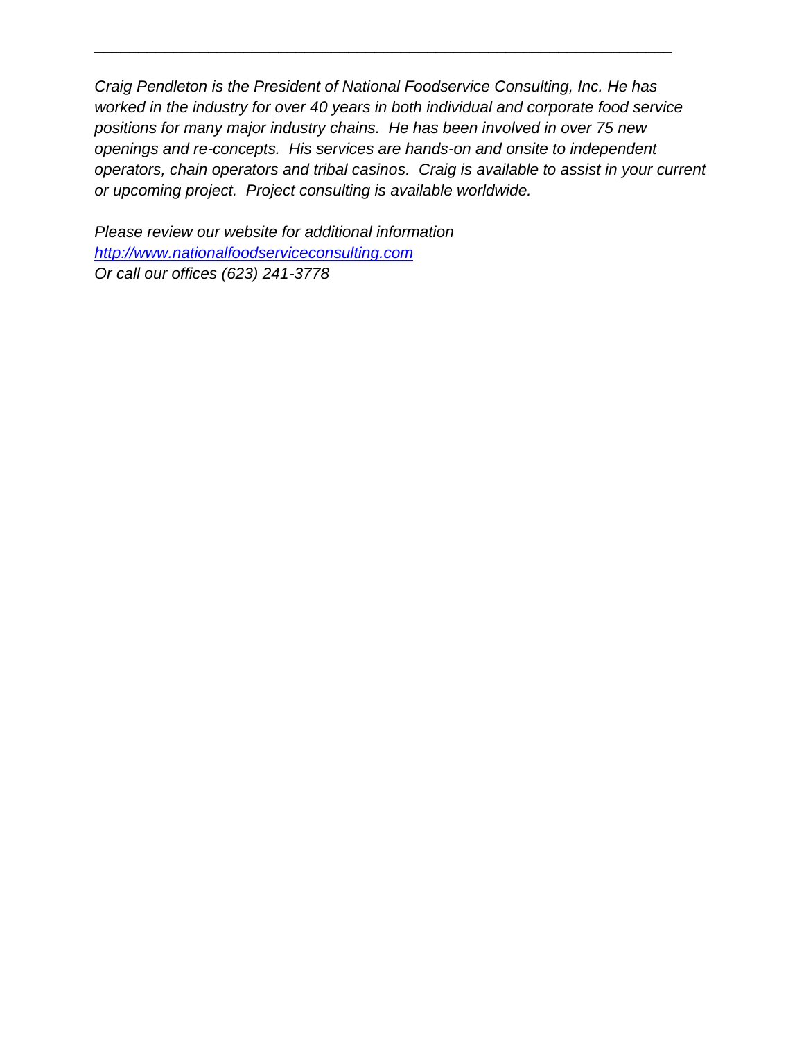---

*Craig Pendleton is the President of National Foodservice Consulting, Inc. He has worked in the industry for over 40 years in both individual and corporate food service positions for many major industry chains. He has been involved in over 75 new openings and re-concepts. His services are hands-on and onsite to independent operators, chain operators and tribal casinos. Craig is available to assist in your current or upcoming project. Project consulting is available worldwide.*

*Please review our website for additional information*
*[http://www.nationalfoodserviceconsulting.com](http://www.nationalfoodserviceconsulting.com)*
*Or call our offices (623) 241-3778*